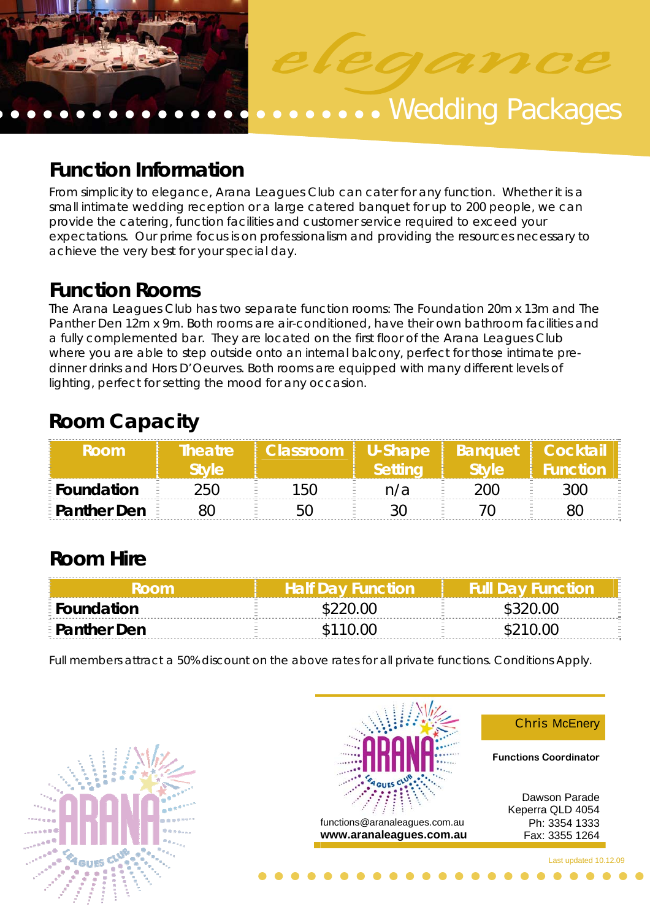# elegance Wedding Packages

## Function Information

From simplicity to elegance, Arana Leagues Club can cater for any function. Whether it is a small intimate wedding reception or a large catered banquet for up to 200 people, we can provide the catering, function facilities and customer service required to exceed your expectations. Our prime focus is on professionalism and providing the resources necessary to achieve the very best for your special day.

## Function Rooms

The Arana Leagues Club has two separate function rooms: The Foundation 20m x 13m and The Panther Den 12m x 9m. Both rooms are air-conditioned, have their own bathroom facilities and a fully complemented bar. They are located on the first floor of the Arana Leagues Club where you are able to step outside onto an internal balcony, perfect for those intimate pre-dinner drinks and Hors D'Oeurves. Both rooms are equipped with many different levels of lighting, perfect for setting the mood for any occasion.

## Room Capacity

| Room | Theatre Style | Classroom | U-Shape Setting | Banquet Style | Cocktail Function |
|---|---|---|---|---|---|
| **Foundation** | 250 | 150 | n/a | 200 | 300 |
| **Panther Den** | 80 | 50 | 30 | 70 | 80 |

## Room Hire

| Room | Half Day Function | Full Day Function |
|---|---|---|
| **Foundation** | $220.00 | $320.00 |
| **Panther Den** | $110.00 | $210.00 |

Full members attract a 50% discount on the above rates for all private functions. Conditions Apply.

Chris McEnery

**Functions Coordinator**

Dawson Parade
Keperra QLD 4054
Ph: 3354 1333
Fax: 3355 1264

functions@aranaleagues.com.au
**www.aranaleagues.com.au**

Last updated 10.12.09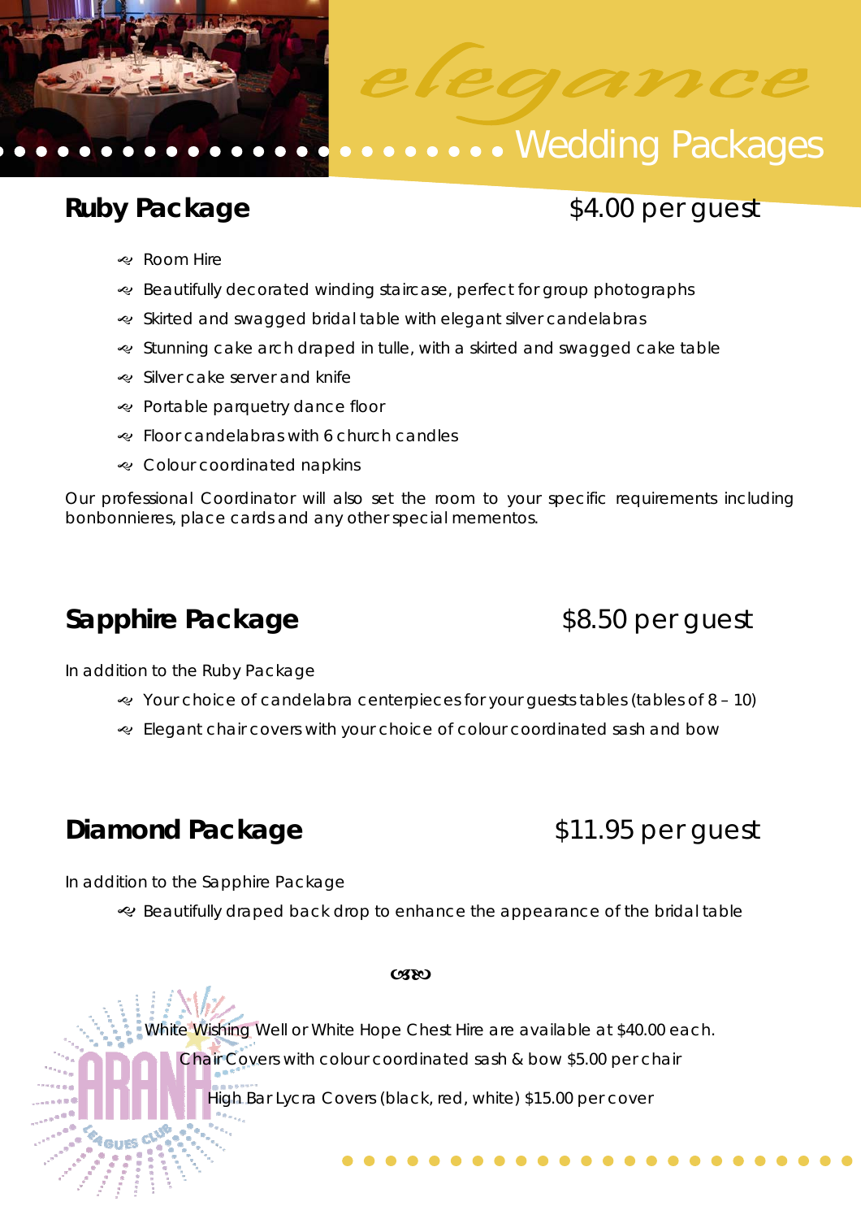# *elegance* Wedding Packages

## Ruby Package — $4.00 per guest

- Room Hire
- Beautifully decorated winding staircase, perfect for group photographs
- Skirted and swagged bridal table with elegant silver candelabras
- Stunning cake arch draped in tulle, with a skirted and swagged cake table
- Silver cake server and knife
- Portable parquetry dance floor
- Floor candelabras with 6 church candles
- Colour coordinated napkins

Our professional Coordinator will also set the room to your specific requirements including bonbonnieres, place cards and any other special mementos.

## Sapphire Package — $8.50 per guest

In addition to the Ruby Package

- Your choice of candelabra centerpieces for your guests tables (tables of 8 – 10)
- Elegant chair covers with your choice of colour coordinated sash and bow

## Diamond Package — $11.95 per guest

In addition to the Sapphire Package

- Beautifully draped back drop to enhance the appearance of the bridal table

White Wishing Well or White Hope Chest Hire are available at $40.00 each.

Chair Covers with colour coordinated sash & bow $5.00 per chair

High Bar Lycra Covers (black, red, white) $15.00 per cover

ARANA LEAGUES CLUB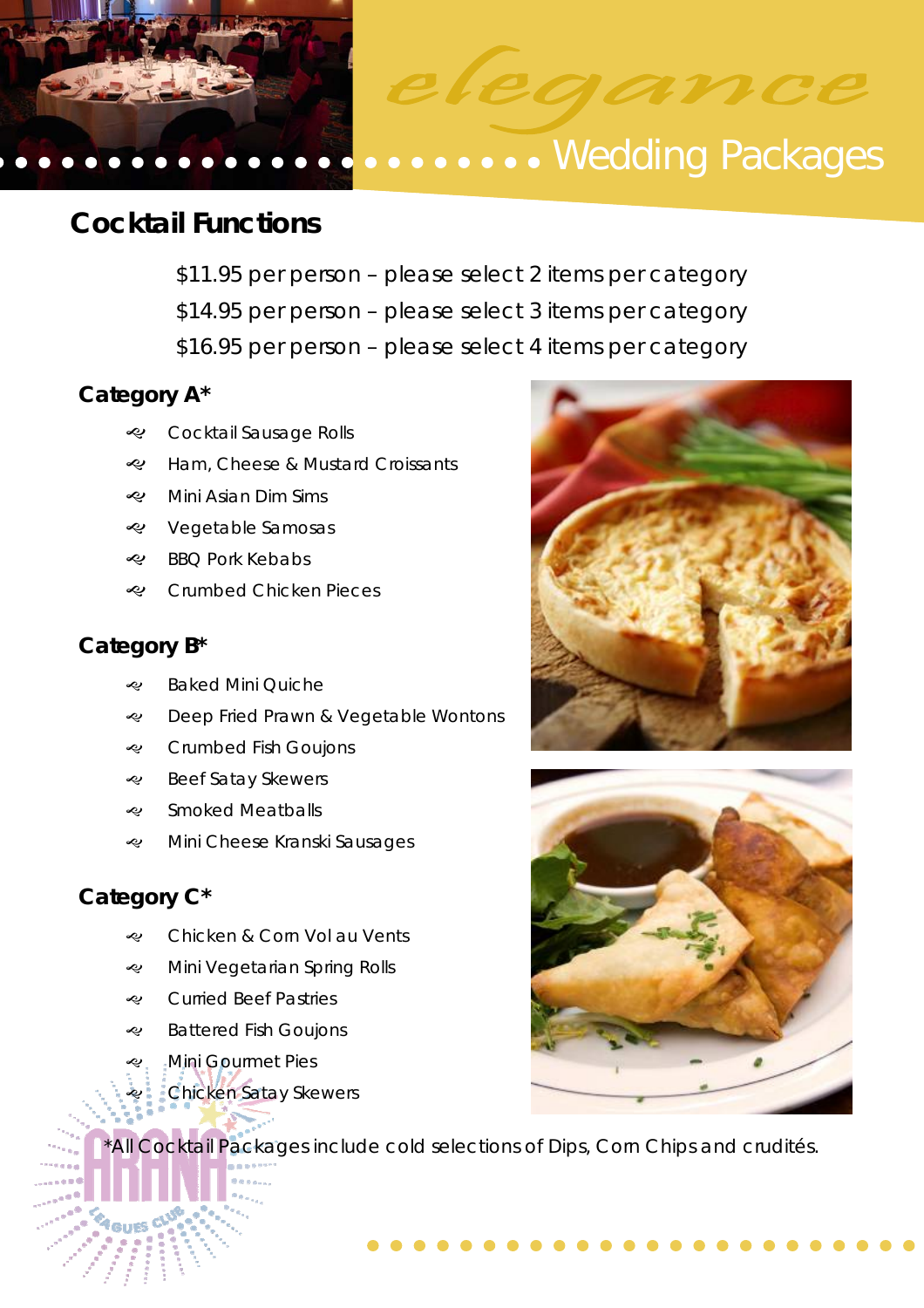elegance Wedding Packages

## Cocktail Functions

$11.95 per person – please select 2 items per category
$14.95 per person – please select 3 items per category
$16.95 per person – please select 4 items per category

### Category A*

- Cocktail Sausage Rolls
- Ham, Cheese & Mustard Croissants
- Mini Asian Dim Sims
- Vegetable Samosas
- BBQ Pork Kebabs
- Crumbed Chicken Pieces

### Category B*

- Baked Mini Quiche
- Deep Fried Prawn & Vegetable Wontons
- Crumbed Fish Goujons
- Beef Satay Skewers
- Smoked Meatballs
- Mini Cheese Kranski Sausages

### Category C*

- Chicken & Corn Vol au Vents
- Mini Vegetarian Spring Rolls
- Curried Beef Pastries
- Battered Fish Goujons
- Mini Gourmet Pies
- Chicken Satay Skewers

*All Cocktail Packages include cold selections of Dips, Corn Chips and crudités.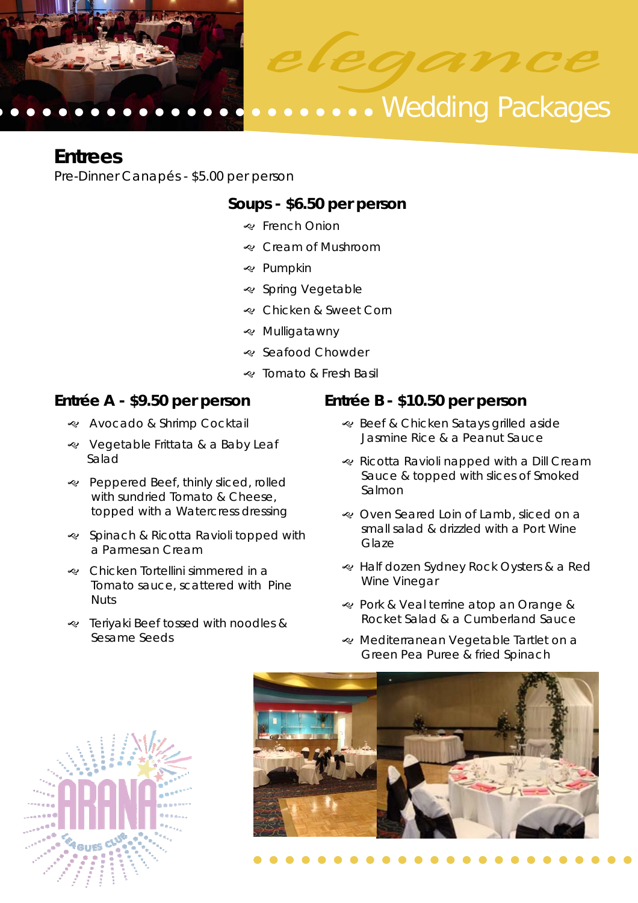*elegance* Wedding Packages

## Entrees

Pre-Dinner Canapés - $5.00 per person

### Soups - $6.50 per person

- French Onion
- Cream of Mushroom
- Pumpkin
- Spring Vegetable
- Chicken & Sweet Corn
- Mulligatawny
- Seafood Chowder
- Tomato & Fresh Basil

### Entrée A - $9.50 per person

- Avocado & Shrimp Cocktail
- Vegetable Frittata & a Baby Leaf Salad
- Peppered Beef, thinly sliced, rolled with sundried Tomato & Cheese, topped with a Watercress dressing
- Spinach & Ricotta Ravioli topped with a Parmesan Cream
- Chicken Tortellini simmered in a Tomato sauce, scattered with Pine Nuts
- Teriyaki Beef tossed with noodles & Sesame Seeds

### Entrée B - $10.50 per person

- Beef & Chicken Satays grilled aside Jasmine Rice & a Peanut Sauce
- Ricotta Ravioli napped with a Dill Cream Sauce & topped with slices of Smoked Salmon
- Oven Seared Loin of Lamb, sliced on a small salad & drizzled with a Port Wine Glaze
- Half dozen Sydney Rock Oysters & a Red Wine Vinegar
- Pork & Veal terrine atop an Orange & Rocket Salad & a Cumberland Sauce
- Mediterranean Vegetable Tartlet on a Green Pea Puree & fried Spinach

ARANA LEAGUES CLUB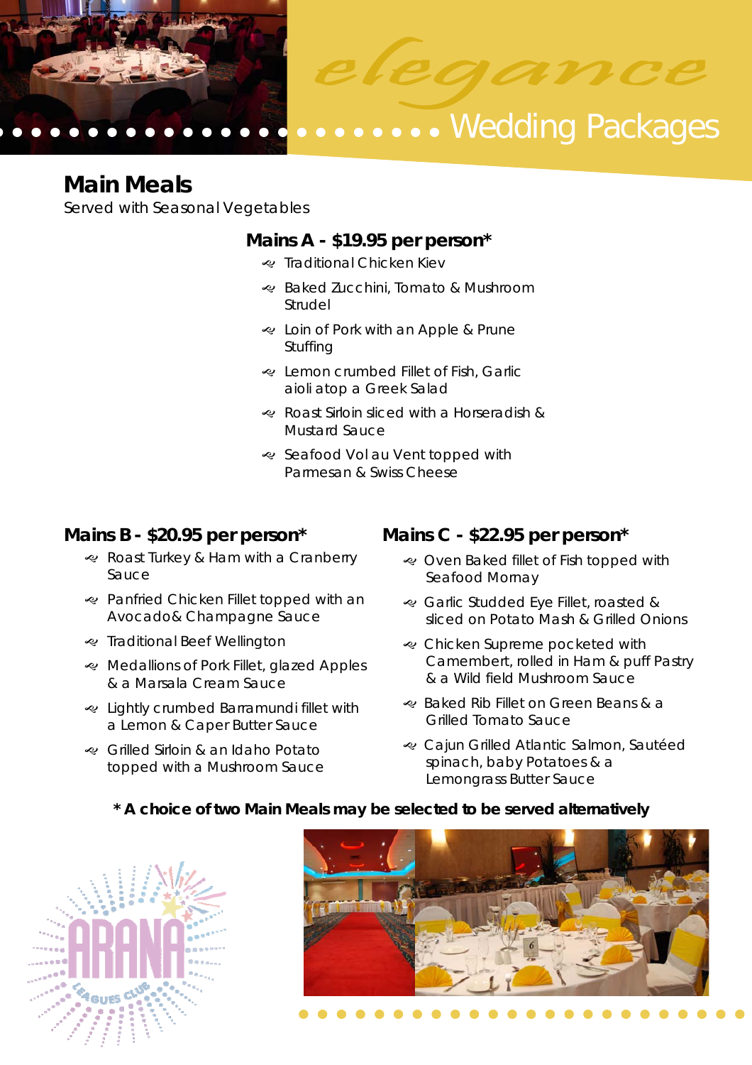*elegance* Wedding Packages

## Main Meals

Served with Seasonal Vegetables

### Mains A - $19.95 per person*

- Traditional Chicken Kiev
- Baked Zucchini, Tomato & Mushroom Strudel
- Loin of Pork with an Apple & Prune Stuffing
- Lemon crumbed Fillet of Fish, Garlic aioli atop a Greek Salad
- Roast Sirloin sliced with a Horseradish & Mustard Sauce
- Seafood Vol au Vent topped with Parmesan & Swiss Cheese

### Mains B - $20.95 per person*

- Roast Turkey & Ham with a Cranberry Sauce
- Panfried Chicken Fillet topped with an Avocado& Champagne Sauce
- Traditional Beef Wellington
- Medallions of Pork Fillet, glazed Apples & a Marsala Cream Sauce
- Lightly crumbed Barramundi fillet with a Lemon & Caper Butter Sauce
- Grilled Sirloin & an Idaho Potato topped with a Mushroom Sauce

### Mains C - $22.95 per person*

- Oven Baked fillet of Fish topped with Seafood Mornay
- Garlic Studded Eye Fillet, roasted & sliced on Potato Mash & Grilled Onions
- Chicken Supreme pocketed with Camembert, rolled in Ham & puff Pastry & a Wild field Mushroom Sauce
- Baked Rib Fillet on Green Beans & a Grilled Tomato Sauce
- Cajun Grilled Atlantic Salmon, Sautéed spinach, baby Potatoes & a Lemongrass Butter Sauce

**\* A choice of two Main Meals may be selected to be served alternatively**

ARANA LEAGUES CLUB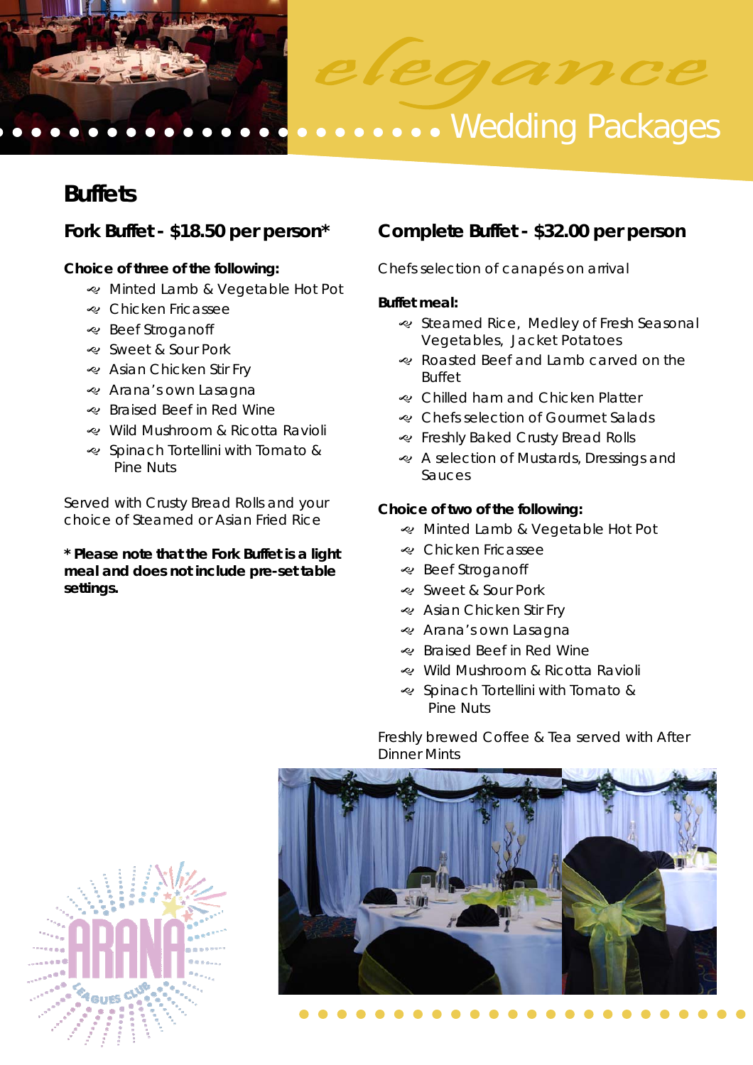# elegance Wedding Packages

## Buffets

### Fork Buffet - $18.50 per person*

**Choice of three of the following:**

- Minted Lamb & Vegetable Hot Pot
- Chicken Fricassee
- Beef Stroganoff
- Sweet & Sour Pork
- Asian Chicken Stir Fry
- Arana's own Lasagna
- Braised Beef in Red Wine
- Wild Mushroom & Ricotta Ravioli
- Spinach Tortellini with Tomato & Pine Nuts

Served with Crusty Bread Rolls and your choice of Steamed or Asian Fried Rice

**\* Please note that the Fork Buffet is a light meal and does not include pre-set table settings.**

### Complete Buffet - $32.00 per person

Chefs selection of canapés on arrival

**Buffet meal:**

- Steamed Rice, Medley of Fresh Seasonal Vegetables, Jacket Potatoes
- Roasted Beef and Lamb carved on the Buffet
- Chilled ham and Chicken Platter
- Chefs selection of Gourmet Salads
- Freshly Baked Crusty Bread Rolls
- A selection of Mustards, Dressings and Sauces

**Choice of two of the following:**

- Minted Lamb & Vegetable Hot Pot
- Chicken Fricassee
- Beef Stroganoff
- Sweet & Sour Pork
- Asian Chicken Stir Fry
- Arana's own Lasagna
- Braised Beef in Red Wine
- Wild Mushroom & Ricotta Ravioli
- Spinach Tortellini with Tomato & Pine Nuts

Freshly brewed Coffee & Tea served with After Dinner Mints

ARANA LEAGUES CLUB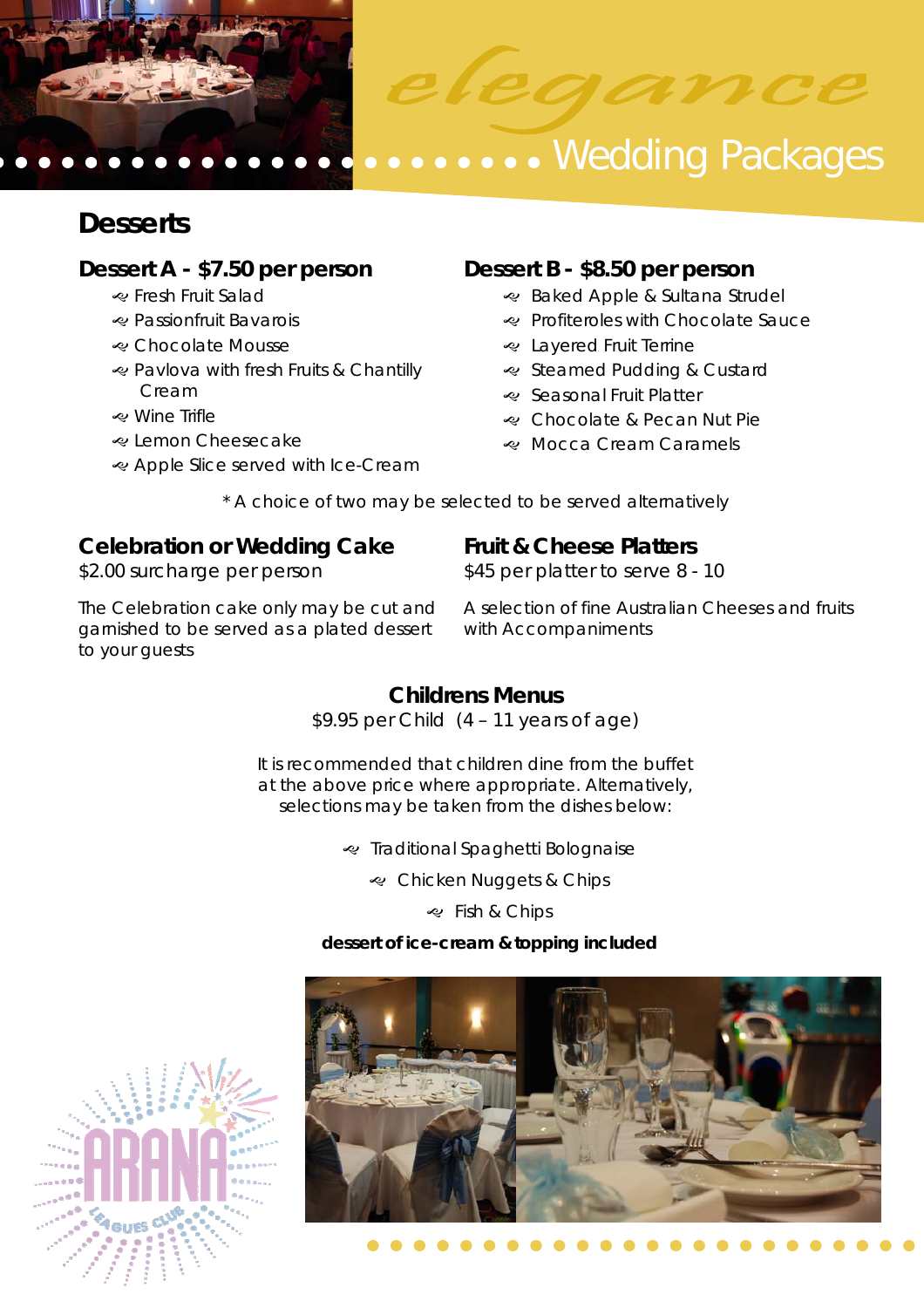*elegance* Wedding Packages

## Desserts

### Dessert A - $7.50 per person

- Fresh Fruit Salad
- Passionfruit Bavarois
- Chocolate Mousse
- Pavlova with fresh Fruits & Chantilly Cream
- Wine Trifle
- Lemon Cheesecake
- Apple Slice served with Ice-Cream

### Dessert B - $8.50 per person

- Baked Apple & Sultana Strudel
- Profiteroles with Chocolate Sauce
- Layered Fruit Terrine
- Steamed Pudding & Custard
- Seasonal Fruit Platter
- Chocolate & Pecan Nut Pie
- Mocca Cream Caramels

* A choice of two may be selected to be served alternatively

### Celebration or Wedding Cake

$2.00 surcharge per person

The Celebration cake only may be cut and garnished to be served as a plated dessert to your guests

### Fruit & Cheese Platters

$45 per platter to serve 8 - 10

A selection of fine Australian Cheeses and fruits with Accompaniments

### Childrens Menus

$9.95 per Child (4 – 11 years of age)

It is recommended that children dine from the buffet at the above price where appropriate. Alternatively, selections may be taken from the dishes below:

- Traditional Spaghetti Bolognaise
- Chicken Nuggets & Chips
- Fish & Chips

**dessert of ice-cream & topping included**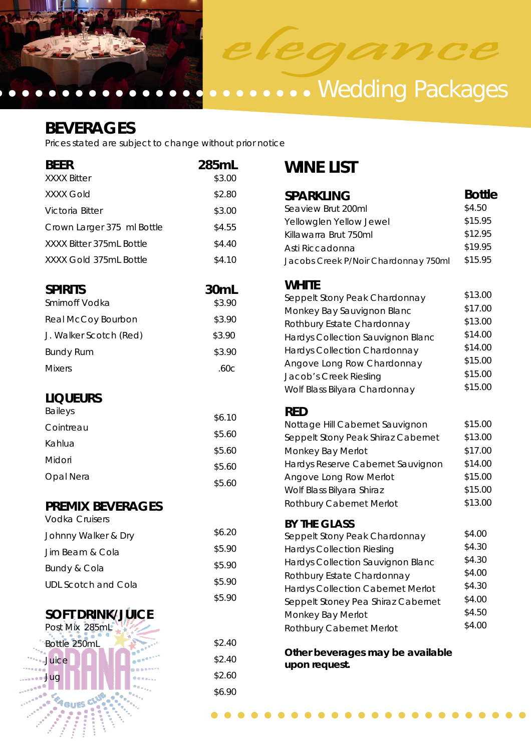# BEVERAGES

Prices stated are subject to change without prior notice

| BEER | 285mL |
|---|---|
| XXXX Bitter | $3.00 |
| XXXX Gold | $2.80 |
| Victoria Bitter | $3.00 |
| Crown Larger 375 ml Bottle | $4.55 |
| XXXX Bitter 375mL Bottle | $4.40 |
| XXXX Gold 375mL Bottle | $4.10 |

| SPIRITS | 30mL |
|---|---|
| Smirnoff Vodka | $3.90 |
| Real McCoy Bourbon | $3.90 |
| J. Walker Scotch (Red) | $3.90 |
| Bundy Rum | $3.90 |
| Mixers | .60c |

| LIQUEURS | |
|---|---|
| Baileys | $6.10 |
| Cointreau | $5.60 |
| Kahlua | $5.60 |
| Midori | $5.60 |
| Opal Nera | $5.60 |

| PREMIX BEVERAGES | |
|---|---|
| Vodka Cruisers | $6.20 |
| Johnny Walker & Dry | $5.90 |
| Jim Beam & Cola | $5.90 |
| Bundy & Cola | $5.90 |
| UDL Scotch and Cola | $5.90 |

| SOFT DRINK/JUICE | |
|---|---|
| Post Mix 285mL | $2.40 |
| Bottle 250mL | $2.40 |
| Juice | $2.60 |
| Jug | $6.90 |

## WINE LIST

| SPARKLING | Bottle |
|---|---|
| Seaview Brut 200ml | $4.50 |
| Yellowglen Yellow Jewel | $15.95 |
| Killawarra Brut 750ml | $12.95 |
| Asti Riccadonna | $19.95 |
| Jacobs Creek P/Noir Chardonnay 750ml | $15.95 |

| WHITE | |
|---|---|
| Seppelt Stony Peak Chardonnay | $13.00 |
| Monkey Bay Sauvignon Blanc | $17.00 |
| Rothbury Estate Chardonnay | $13.00 |
| Hardys Collection Sauvignon Blanc | $14.00 |
| Hardys Collection Chardonnay | $14.00 |
| Angove Long Row Chardonnay | $15.00 |
| Jacob's Creek Riesling | $15.00 |
| Wolf Blass Bilyara Chardonnay | $15.00 |

| RED | |
|---|---|
| Nottage Hill Cabernet Sauvignon | $15.00 |
| Seppelt Stony Peak Shiraz Cabernet | $13.00 |
| Monkey Bay Merlot | $17.00 |
| Hardys Reserve Cabernet Sauvignon | $14.00 |
| Angove Long Row Merlot | $15.00 |
| Wolf Blass Bilyara Shiraz | $15.00 |
| Rothbury Cabernet Merlot | $13.00 |

| BY THE GLASS | |
|---|---|
| Seppelt Stony Peak Chardonnay | $4.00 |
| Hardys Collection Riesling | $4.30 |
| Hardys Collection Sauvignon Blanc | $4.30 |
| Rothbury Estate Chardonnay | $4.00 |
| Hardys Collection Cabernet Merlot | $4.30 |
| Seppelt Stoney Pea Shiraz Cabernet | $4.00 |
| Monkey Bay Merlot | $4.50 |
| Rothbury Cabernet Merlot | $4.00 |

**Other beverages may be available upon request.**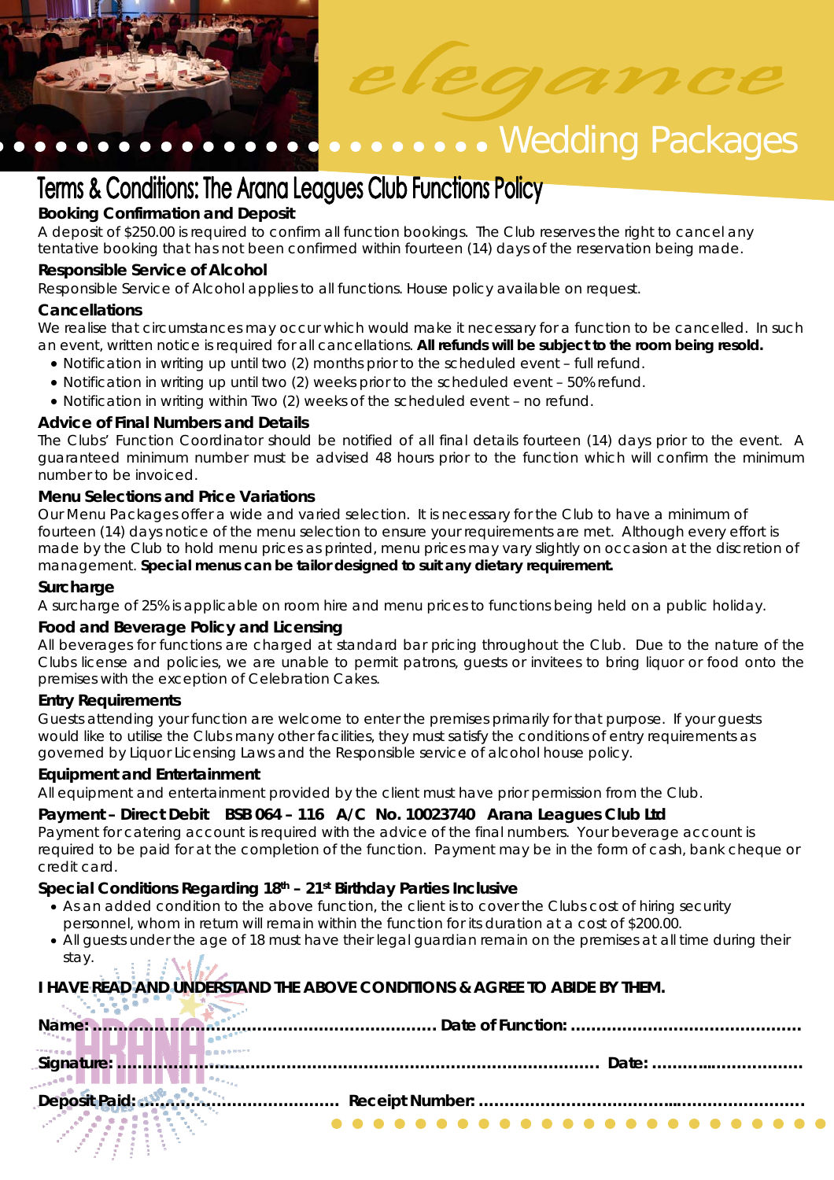*elegance* Wedding Packages

# Terms & Conditions: The Arana Leagues Club Functions Policy

### Booking Confirmation and Deposit

A deposit of $250.00 is required to confirm all function bookings. The Club reserves the right to cancel any tentative booking that has not been confirmed within fourteen (14) days of the reservation being made.

### Responsible Service of Alcohol

Responsible Service of Alcohol applies to all functions. House policy available on request.

### Cancellations

We realise that circumstances may occur which would make it necessary for a function to be cancelled. In such an event, written notice is required for all cancellations. **All refunds will be subject to the room being resold.**

- Notification in writing up until two (2) months prior to the scheduled event – full refund.
- Notification in writing up until two (2) weeks prior to the scheduled event – 50% refund.
- Notification in writing within Two (2) weeks of the scheduled event – no refund.

### Advice of Final Numbers and Details

The Clubs' Function Coordinator should be notified of all final details fourteen (14) days prior to the event. A guaranteed minimum number must be advised 48 hours prior to the function which will confirm the minimum number to be invoiced.

### Menu Selections and Price Variations

Our Menu Packages offer a wide and varied selection. It is necessary for the Club to have a minimum of fourteen (14) days notice of the menu selection to ensure your requirements are met. Although every effort is made by the Club to hold menu prices as printed, menu prices may vary slightly on occasion at the discretion of management. **Special menus can be tailor designed to suit any dietary requirement.**

### Surcharge

A surcharge of 25% is applicable on room hire and menu prices to functions being held on a public holiday.

### Food and Beverage Policy and Licensing

All beverages for functions are charged at standard bar pricing throughout the Club. Due to the nature of the Clubs license and policies, we are unable to permit patrons, guests or invitees to bring liquor or food onto the premises with the exception of Celebration Cakes.

### Entry Requirements

Guests attending your function are welcome to enter the premises primarily for that purpose. If your guests would like to utilise the Clubs many other facilities, they must satisfy the conditions of entry requirements as governed by Liquor Licensing Laws and the Responsible service of alcohol house policy.

### Equipment and Entertainment

All equipment and entertainment provided by the client must have prior permission from the Club.

### Payment – Direct Debit BSB 064 – 116 A/C No. 10023740 Arana Leagues Club Ltd

Payment for catering account is required with the advice of the final numbers. Your beverage account is required to be paid for at the completion of the function. Payment may be in the form of cash, bank cheque or credit card.

### Special Conditions Regarding 18th – 21st Birthday Parties Inclusive

- As an added condition to the above function, the client is to cover the Clubs cost of hiring security personnel, whom in return will remain within the function for its duration at a cost of $200.00.
- All guests under the age of 18 must have their legal guardian remain on the premises at all time during their stay.

**I HAVE READ AND UNDERSTAND THE ABOVE CONDITIONS & AGREE TO ABIDE BY THEM.**

**Name:** ................................................................ **Date of Function:** ............................................

**Signature:** .................................................................................................... **Date:** ..............................

**Deposit Paid:** .......................................... **Receipt Number:** .................................................................